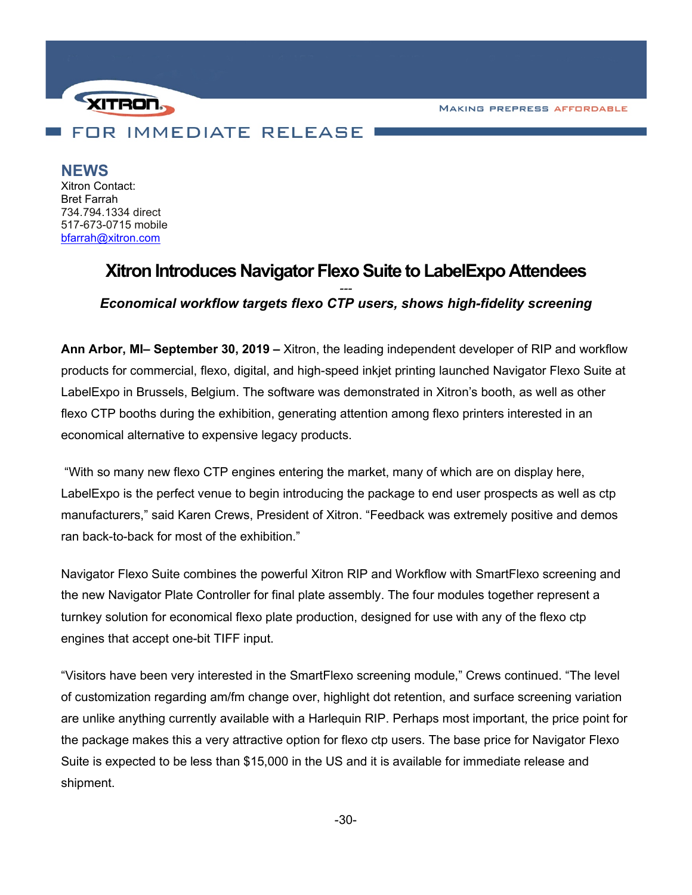FOR IMMEDIATE RELEASE

MAKING PREPRESS AFFORDABLE

**NEWS**
Xitron Contact:
Bret Farrah
734.794.1334 direct
517-673-0715 mobile
bfarrah@xitron.com

# Xitron Introduces Navigator Flexo Suite to LabelExpo Attendees

---

***Economical workflow targets flexo CTP users, shows high-fidelity screening***

**Ann Arbor, MI– September 30, 2019 –** Xitron, the leading independent developer of RIP and workflow products for commercial, flexo, digital, and high-speed inkjet printing launched Navigator Flexo Suite at LabelExpo in Brussels, Belgium. The software was demonstrated in Xitron's booth, as well as other flexo CTP booths during the exhibition, generating attention among flexo printers interested in an economical alternative to expensive legacy products.

"With so many new flexo CTP engines entering the market, many of which are on display here, LabelExpo is the perfect venue to begin introducing the package to end user prospects as well as ctp manufacturers," said Karen Crews, President of Xitron. "Feedback was extremely positive and demos ran back-to-back for most of the exhibition."

Navigator Flexo Suite combines the powerful Xitron RIP and Workflow with SmartFlexo screening and the new Navigator Plate Controller for final plate assembly. The four modules together represent a turnkey solution for economical flexo plate production, designed for use with any of the flexo ctp engines that accept one-bit TIFF input.

"Visitors have been very interested in the SmartFlexo screening module," Crews continued. "The level of customization regarding am/fm change over, highlight dot retention, and surface screening variation are unlike anything currently available with a Harlequin RIP. Perhaps most important, the price point for the package makes this a very attractive option for flexo ctp users. The base price for Navigator Flexo Suite is expected to be less than $15,000 in the US and it is available for immediate release and shipment.

-30-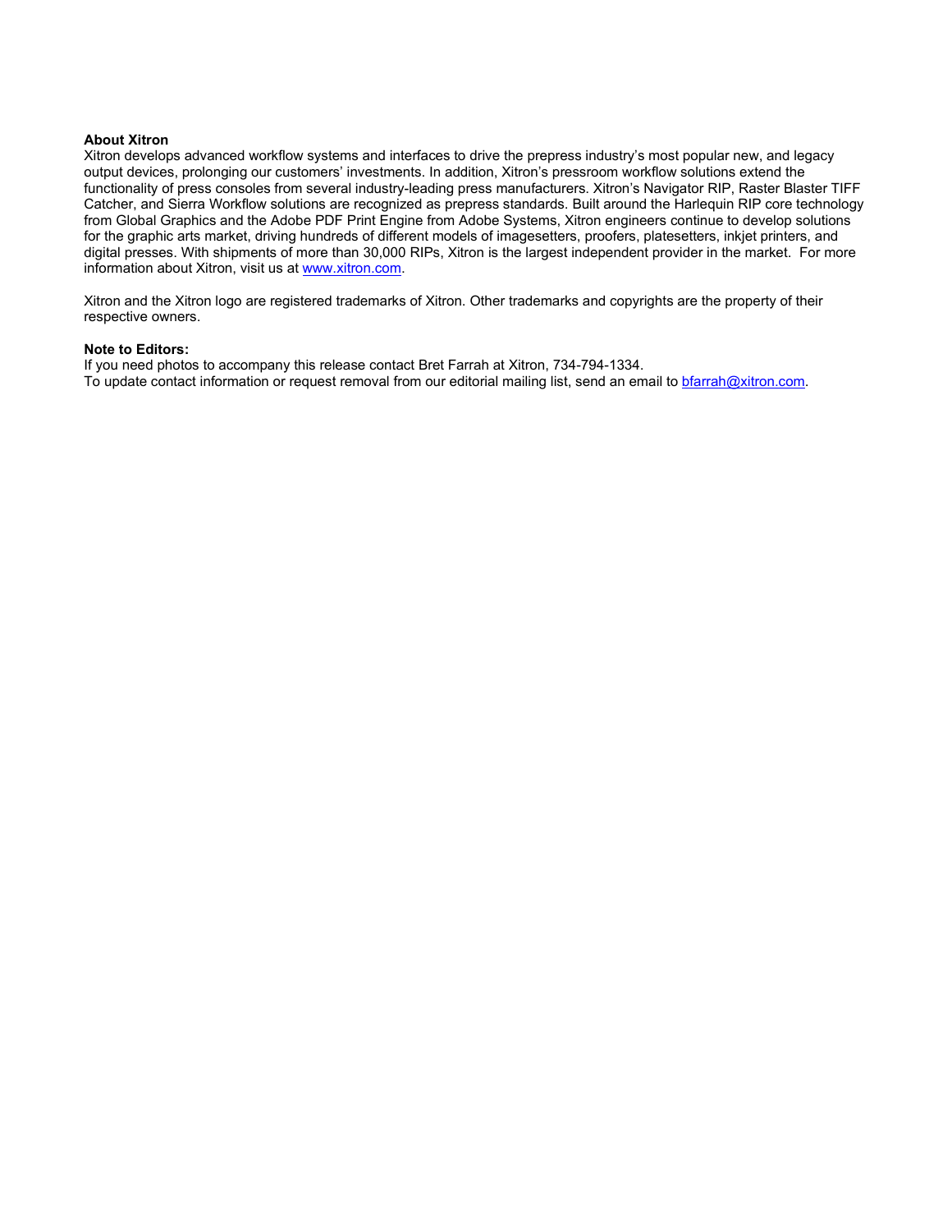**About Xitron**

Xitron develops advanced workflow systems and interfaces to drive the prepress industry's most popular new, and legacy output devices, prolonging our customers' investments. In addition, Xitron's pressroom workflow solutions extend the functionality of press consoles from several industry-leading press manufacturers. Xitron's Navigator RIP, Raster Blaster TIFF Catcher, and Sierra Workflow solutions are recognized as prepress standards. Built around the Harlequin RIP core technology from Global Graphics and the Adobe PDF Print Engine from Adobe Systems, Xitron engineers continue to develop solutions for the graphic arts market, driving hundreds of different models of imagesetters, proofers, platesetters, inkjet printers, and digital presses. With shipments of more than 30,000 RIPs, Xitron is the largest independent provider in the market. For more information about Xitron, visit us at [www.xitron.com](http://www.xitron.com).

Xitron and the Xitron logo are registered trademarks of Xitron. Other trademarks and copyrights are the property of their respective owners.

**Note to Editors:**

If you need photos to accompany this release contact Bret Farrah at Xitron, 734-794-1334.
To update contact information or request removal from our editorial mailing list, send an email to [bfarrah@xitron.com](mailto:bfarrah@xitron.com).